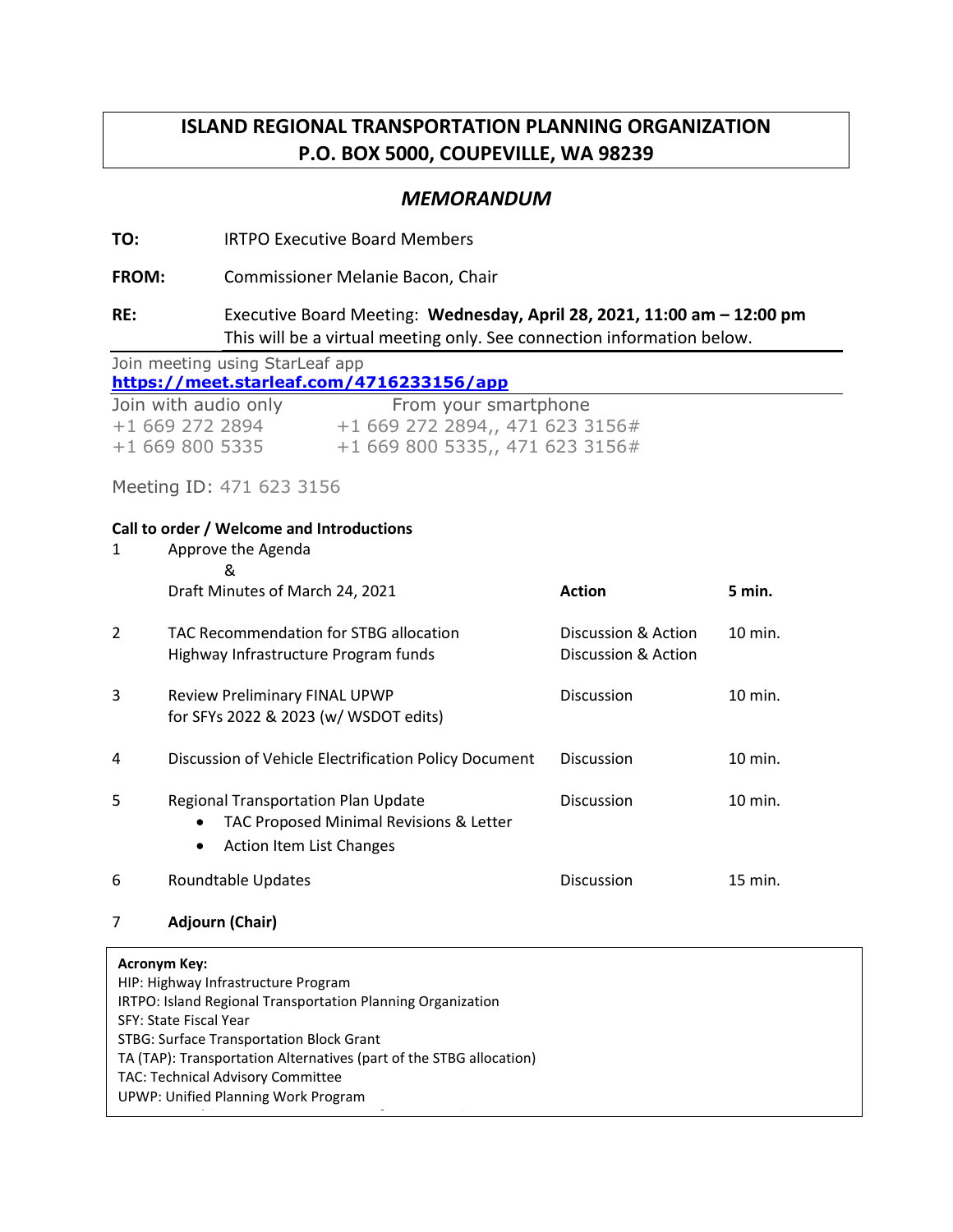# ISLAND REGIONAL TRANSPORTATION PLANNING ORGANIZATION
# P.O. BOX 5000, COUPEVILLE, WA 98239

## *MEMORANDUM*

**TO:** IRTPO Executive Board Members

**FROM:** Commissioner Melanie Bacon, Chair

**RE:** Executive Board Meeting: **Wednesday, April 28, 2021, 11:00 am – 12:00 pm**
This will be a virtual meeting only. See connection information below.

Join meeting using StarLeaf app
**https://meet.starleaf.com/4716233156/app**

| Join with audio only | From your smartphone |
|---|---|
| +1 669 272 2894 | +1 669 272 2894,, 471 623 3156# |
| +1 669 800 5335 | +1 669 800 5335,, 471 623 3156# |

Meeting ID: 471 623 3156

**Call to order / Welcome and Introductions**

| | | | |
|---|---|---|---|
| 1 | Approve the Agenda<br>&<br>Draft Minutes of March 24, 2021 | **Action** | **5 min.** |
| 2 | TAC Recommendation for STBG allocation<br>Highway Infrastructure Program funds | Discussion & Action<br>Discussion & Action | 10 min. |
| 3 | Review Preliminary FINAL UPWP<br>for SFYs 2022 & 2023 (w/ WSDOT edits) | Discussion | 10 min. |
| 4 | Discussion of Vehicle Electrification Policy Document | Discussion | 10 min. |
| 5 | Regional Transportation Plan Update<br>• TAC Proposed Minimal Revisions & Letter<br>• Action Item List Changes | Discussion | 10 min. |
| 6 | Roundtable Updates | Discussion | 15 min. |
| 7 | **Adjourn (Chair)** | | |

**Acronym Key:**
HIP: Highway Infrastructure Program
IRTPO: Island Regional Transportation Planning Organization
SFY: State Fiscal Year
STBG: Surface Transportation Block Grant
TA (TAP): Transportation Alternatives (part of the STBG allocation)
TAC: Technical Advisory Committee
UPWP: Unified Planning Work Program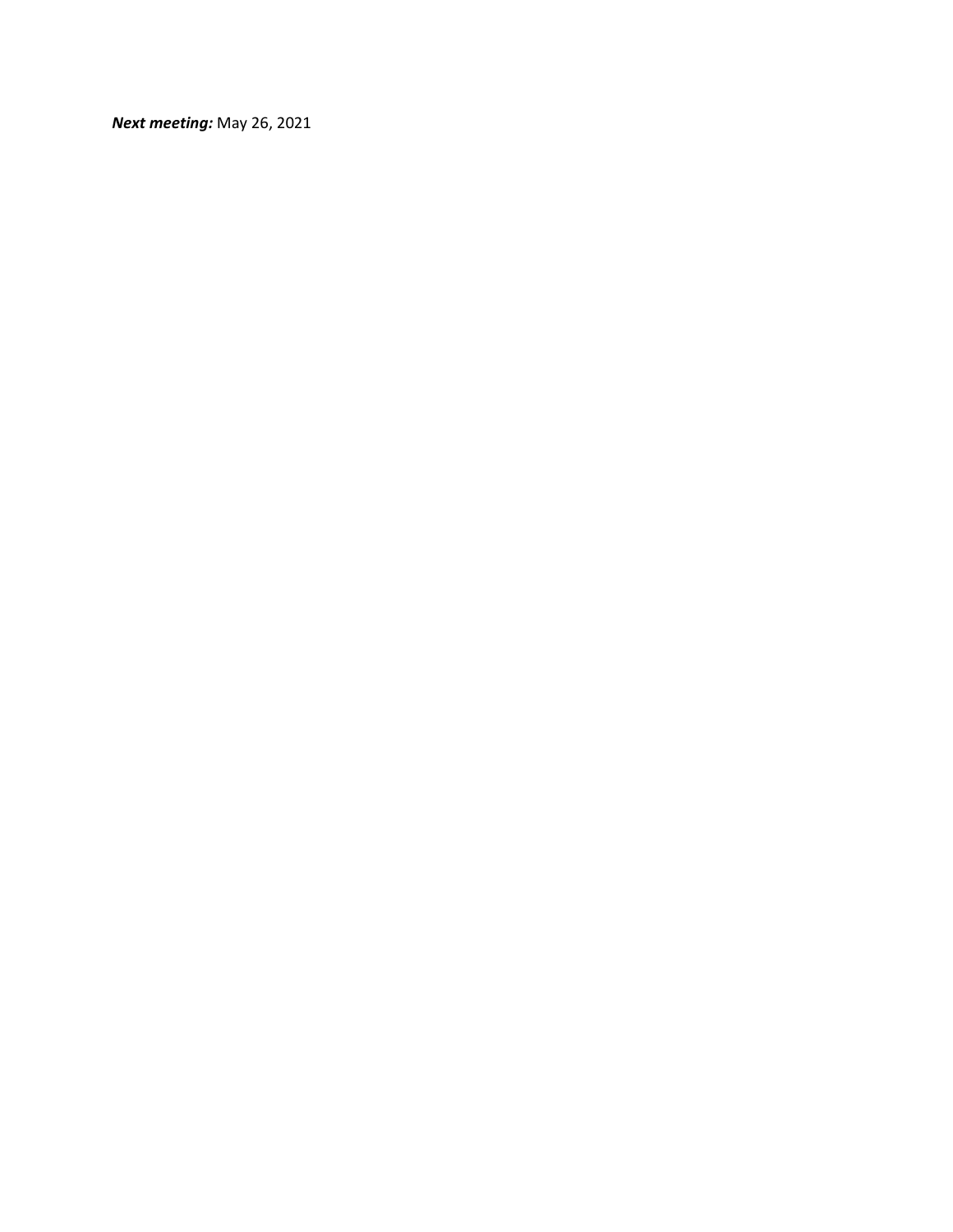***Next meeting:*** May 26, 2021